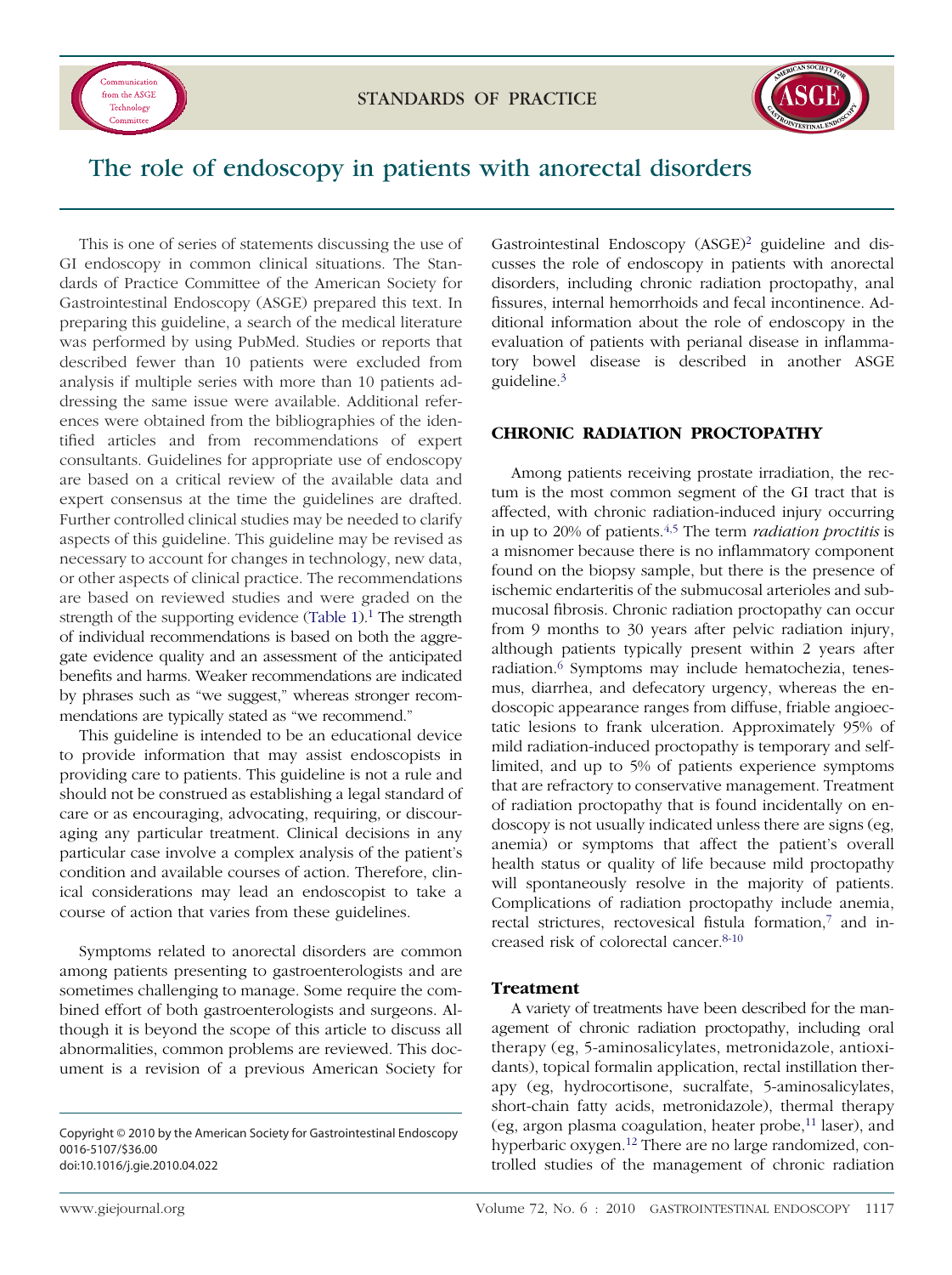# The role of endoscopy in patients with anorectal disorders

This is one of series of statements discussing the use of GI endoscopy in common clinical situations. The Standards of Practice Committee of the American Society for Gastrointestinal Endoscopy (ASGE) prepared this text. In preparing this guideline, a search of the medical literature was performed by using PubMed. Studies or reports that described fewer than 10 patients were excluded from analysis if multiple series with more than 10 patients addressing the same issue were available. Additional references were obtained from the bibliographies of the identified articles and from recommendations of expert consultants. Guidelines for appropriate use of endoscopy are based on a critical review of the available data and expert consensus at the time the guidelines are drafted. Further controlled clinical studies may be needed to clarify aspects of this guideline. This guideline may be revised as necessary to account for changes in technology, new data, or other aspects of clinical practice. The recommendations are based on reviewed studies and were graded on the strength of the supporting evidence (Table 1).[1] The strength of individual recommendations is based on both the aggregate evidence quality and an assessment of the anticipated benefits and harms. Weaker recommendations are indicated by phrases such as "we suggest," whereas stronger recommendations are typically stated as "we recommend."

This guideline is intended to be an educational device to provide information that may assist endoscopists in providing care to patients. This guideline is not a rule and should not be construed as establishing a legal standard of care or as encouraging, advocating, requiring, or discouraging any particular treatment. Clinical decisions in any particular case involve a complex analysis of the patient's condition and available courses of action. Therefore, clinical considerations may lead an endoscopist to take a course of action that varies from these guidelines.

Symptoms related to anorectal disorders are common among patients presenting to gastroenterologists and are sometimes challenging to manage. Some require the combined effort of both gastroenterologists and surgeons. Although it is beyond the scope of this article to discuss all abnormalities, common problems are reviewed. This document is a revision of a previous American Society for Gastrointestinal Endoscopy (ASGE)[2] guideline and discusses the role of endoscopy in patients with anorectal disorders, including chronic radiation proctopathy, anal fissures, internal hemorrhoids and fecal incontinence. Additional information about the role of endoscopy in the evaluation of patients with perianal disease in inflammatory bowel disease is described in another ASGE guideline.[3]

## CHRONIC RADIATION PROCTOPATHY

Among patients receiving prostate irradiation, the rectum is the most common segment of the GI tract that is affected, with chronic radiation-induced injury occurring in up to 20% of patients.[4,5] The term *radiation proctitis* is a misnomer because there is no inflammatory component found on the biopsy sample, but there is the presence of ischemic endarteritis of the submucosal arterioles and submucosal fibrosis. Chronic radiation proctopathy can occur from 9 months to 30 years after pelvic radiation injury, although patients typically present within 2 years after radiation.[6] Symptoms may include hematochezia, tenesmus, diarrhea, and defecatory urgency, whereas the endoscopic appearance ranges from diffuse, friable angioectatic lesions to frank ulceration. Approximately 95% of mild radiation-induced proctopathy is temporary and self-limited, and up to 5% of patients experience symptoms that are refractory to conservative management. Treatment of radiation proctopathy that is found incidentally on endoscopy is not usually indicated unless there are signs (eg, anemia) or symptoms that affect the patient's overall health status or quality of life because mild proctopathy will spontaneously resolve in the majority of patients. Complications of radiation proctopathy include anemia, rectal strictures, rectovesical fistula formation,[7] and increased risk of colorectal cancer.[8-10]

### Treatment

A variety of treatments have been described for the management of chronic radiation proctopathy, including oral therapy (eg, 5-aminosalicylates, metronidazole, antioxidants), topical formalin application, rectal instillation therapy (eg, hydrocortisone, sucralfate, 5-aminosalicylates, short-chain fatty acids, metronidazole), thermal therapy (eg, argon plasma coagulation, heater probe,[11] laser), and hyperbaric oxygen.[12] There are no large randomized, controlled studies of the management of chronic radiation

Copyright © 2010 by the American Society for Gastrointestinal Endoscopy
0016-5107/$36.00
doi:10.1016/j.gie.2010.04.022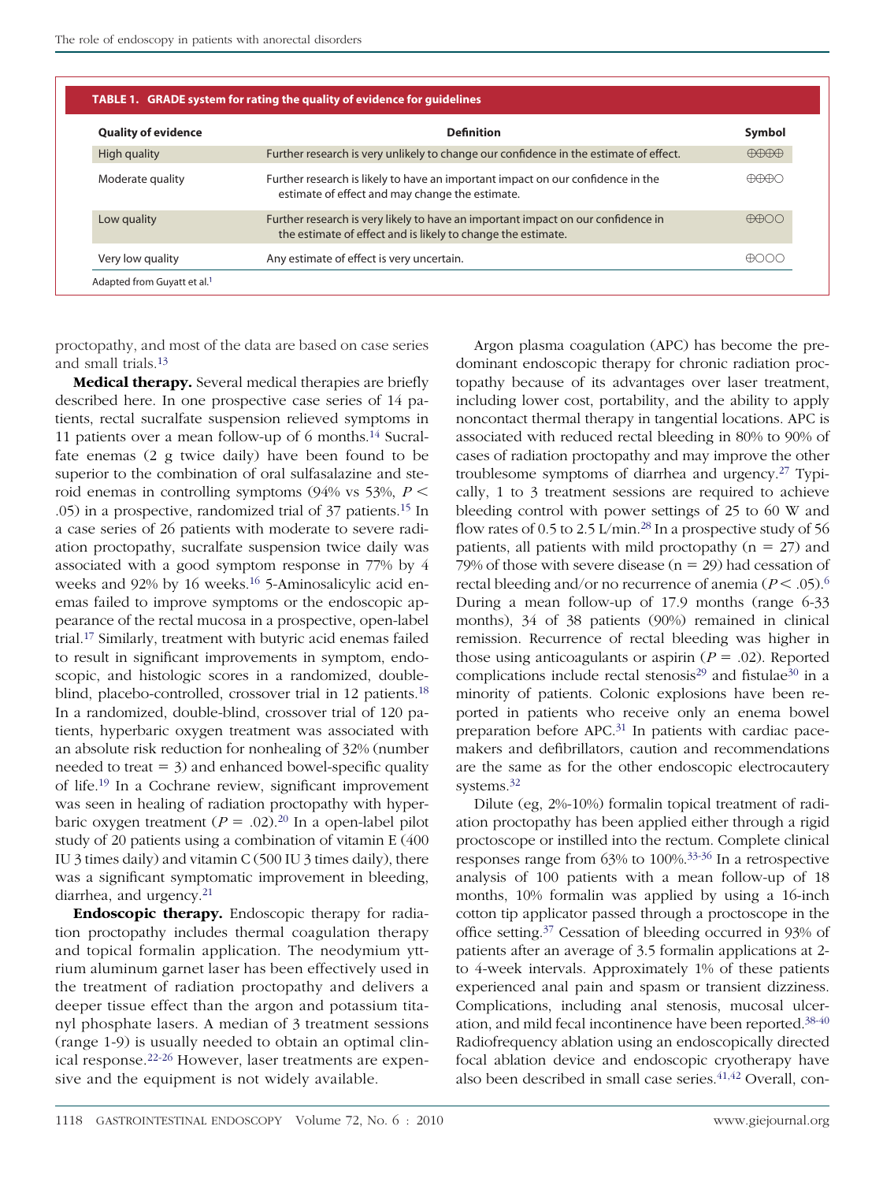**TABLE 1. GRADE system for rating the quality of evidence for guidelines**

| Quality of evidence | Definition | Symbol |
|---|---|---|
| High quality | Further research is very unlikely to change our confidence in the estimate of effect. | ⊕⊕⊕⊕ |
| Moderate quality | Further research is likely to have an important impact on our confidence in the estimate of effect and may change the estimate. | ⊕⊕⊕○ |
| Low quality | Further research is very likely to have an important impact on our confidence in the estimate of effect and is likely to change the estimate. | ⊕⊕○○ |
| Very low quality | Any estimate of effect is very uncertain. | ⊕○○○ |

Adapted from Guyatt et al.[1]

proctopathy, and most of the data are based on case series and small trials.[13]

**Medical therapy.** Several medical therapies are briefly described here. In one prospective case series of 14 patients, rectal sucralfate suspension relieved symptoms in 11 patients over a mean follow-up of 6 months.[14] Sucralfate enemas (2 g twice daily) have been found to be superior to the combination of oral sulfasalazine and steroid enemas in controlling symptoms (94% vs 53%, $P < .05$) in a prospective, randomized trial of 37 patients.[15] In a case series of 26 patients with moderate to severe radiation proctopathy, sucralfate suspension twice daily was associated with a good symptom response in 77% by 4 weeks and 92% by 16 weeks.[16] 5-Aminosalicylic acid enemas failed to improve symptoms or the endoscopic appearance of the rectal mucosa in a prospective, open-label trial.[17] Similarly, treatment with butyric acid enemas failed to result in significant improvements in symptom, endoscopic, and histologic scores in a randomized, double-blind, placebo-controlled, crossover trial in 12 patients.[18] In a randomized, double-blind, crossover trial of 120 patients, hyperbaric oxygen treatment was associated with an absolute risk reduction for nonhealing of 32% (number needed to treat = 3) and enhanced bowel-specific quality of life.[19] In a Cochrane review, significant improvement was seen in healing of radiation proctopathy with hyperbaric oxygen treatment ($P = .02$).[20] In an open-label pilot study of 20 patients using a combination of vitamin E (400 IU 3 times daily) and vitamin C (500 IU 3 times daily), there was a significant symptomatic improvement in bleeding, diarrhea, and urgency.[21]

**Endoscopic therapy.** Endoscopic therapy for radiation proctopathy includes thermal coagulation therapy and topical formalin application. The neodymium yttrium aluminum garnet laser has been effectively used in the treatment of radiation proctopathy and delivers a deeper tissue effect than the argon and potassium titanyl phosphate lasers. A median of 3 treatment sessions (range 1-9) is usually needed to obtain an optimal clinical response.[22-26] However, laser treatments are expensive and the equipment is not widely available.

Argon plasma coagulation (APC) has become the predominant endoscopic therapy for chronic radiation proctopathy because of its advantages over laser treatment, including lower cost, portability, and the ability to apply noncontact thermal therapy in tangential locations. APC is associated with reduced rectal bleeding in 80% to 90% of cases of radiation proctopathy and may improve the other troublesome symptoms of diarrhea and urgency.[27] Typically, 1 to 3 treatment sessions are required to achieve bleeding control with power settings of 25 to 60 W and flow rates of 0.5 to 2.5 L/min.[28] In a prospective study of 56 patients, all patients with mild proctopathy (n = 27) and 79% of those with severe disease (n = 29) had cessation of rectal bleeding and/or no recurrence of anemia ($P < .05$).[6] During a mean follow-up of 17.9 months (range 6-33 months), 34 of 38 patients (90%) remained in clinical remission. Recurrence of rectal bleeding was higher in those using anticoagulants or aspirin ($P = .02$). Reported complications include rectal stenosis[29] and fistulae[30] in a minority of patients. Colonic explosions have been reported in patients who receive only an enema bowel preparation before APC.[31] In patients with cardiac pacemakers and defibrillators, caution and recommendations are the same as for the other endoscopic electrocautery systems.[32]

Dilute (eg, 2%-10%) formalin topical treatment of radiation proctopathy has been applied either through a rigid proctoscope or instilled into the rectum. Complete clinical responses range from 63% to 100%.[33-36] In a retrospective analysis of 100 patients with a mean follow-up of 18 months, 10% formalin was applied by using a 16-inch cotton tip applicator passed through a proctoscope in the office setting.[37] Cessation of bleeding occurred in 93% of patients after an average of 3.5 formalin applications at 2- to 4-week intervals. Approximately 1% of these patients experienced anal pain and spasm or transient dizziness. Complications, including anal stenosis, mucosal ulceration, and mild fecal incontinence have been reported.[38-40] Radiofrequency ablation using an endoscopically directed focal ablation device and endoscopic cryotherapy have also been described in small case series.[41,42] Overall, con-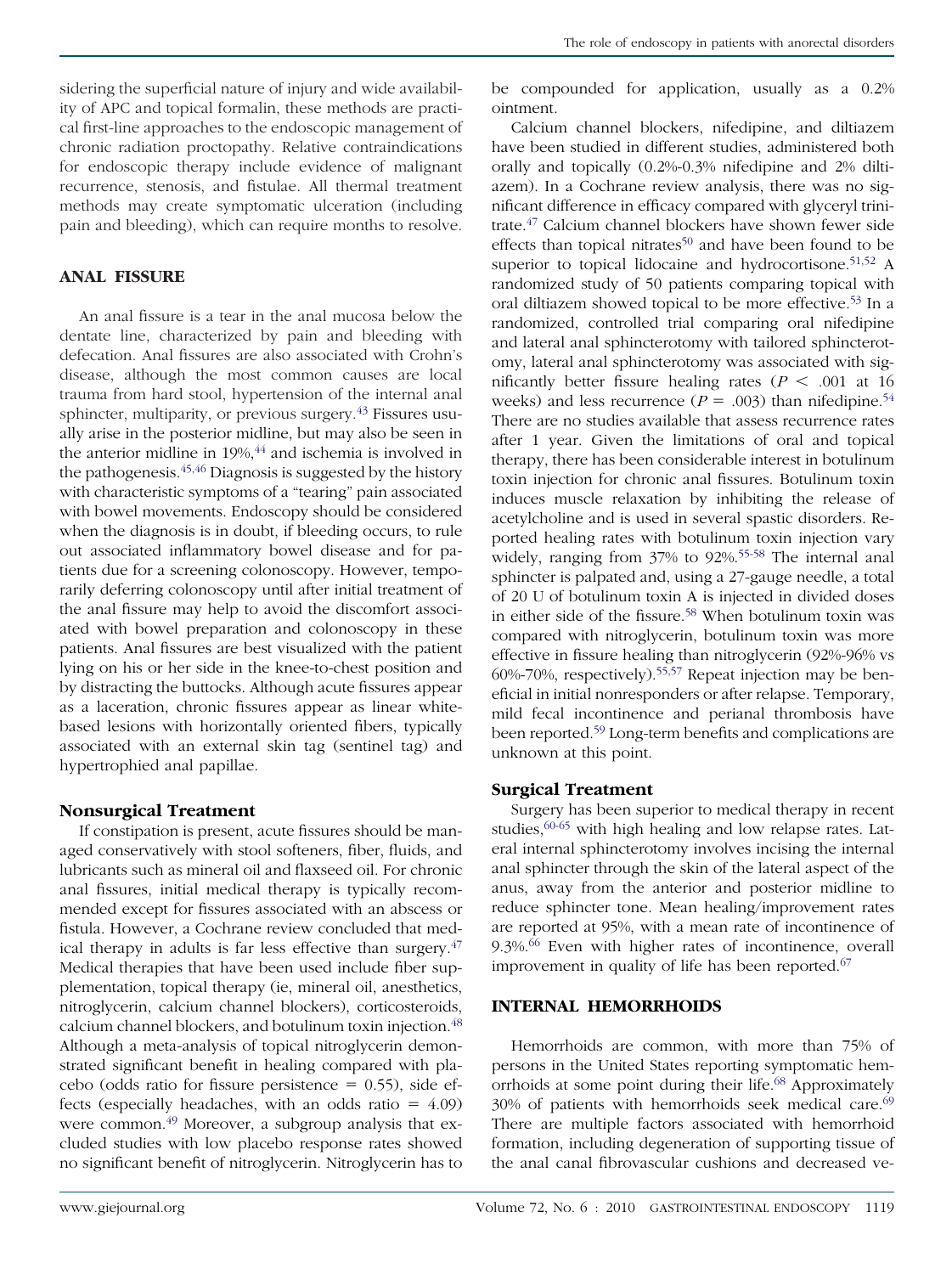sidering the superficial nature of injury and wide availability of APC and topical formalin, these methods are practical first-line approaches to the endoscopic management of chronic radiation proctopathy. Relative contraindications for endoscopic therapy include evidence of malignant recurrence, stenosis, and fistulae. All thermal treatment methods may create symptomatic ulceration (including pain and bleeding), which can require months to resolve.

## ANAL FISSURE

An anal fissure is a tear in the anal mucosa below the dentate line, characterized by pain and bleeding with defecation. Anal fissures are also associated with Crohn's disease, although the most common causes are local trauma from hard stool, hypertension of the internal anal sphincter, multiparity, or previous surgery.[43] Fissures usually arise in the posterior midline, but may also be seen in the anterior midline in 19%,[44] and ischemia is involved in the pathogenesis.[45,46] Diagnosis is suggested by the history with characteristic symptoms of a "tearing" pain associated with bowel movements. Endoscopy should be considered when the diagnosis is in doubt, if bleeding occurs, to rule out associated inflammatory bowel disease and for patients due for a screening colonoscopy. However, temporarily deferring colonoscopy until after initial treatment of the anal fissure may help to avoid the discomfort associated with bowel preparation and colonoscopy in these patients. Anal fissures are best visualized with the patient lying on his or her side in the knee-to-chest position and by distracting the buttocks. Although acute fissures appear as a laceration, chronic fissures appear as linear white-based lesions with horizontally oriented fibers, typically associated with an external skin tag (sentinel tag) and hypertrophied anal papillae.

### Nonsurgical Treatment

If constipation is present, acute fissures should be managed conservatively with stool softeners, fiber, fluids, and lubricants such as mineral oil and flaxseed oil. For chronic anal fissures, initial medical therapy is typically recommended except for fissures associated with an abscess or fistula. However, a Cochrane review concluded that medical therapy in adults is far less effective than surgery.[47] Medical therapies that have been used include fiber supplementation, topical therapy (ie, mineral oil, anesthetics, nitroglycerin, calcium channel blockers), corticosteroids, calcium channel blockers, and botulinum toxin injection.[48] Although a meta-analysis of topical nitroglycerin demonstrated significant benefit in healing compared with placebo (odds ratio for fissure persistence = 0.55), side effects (especially headaches, with an odds ratio = 4.09) were common.[49] Moreover, a subgroup analysis that excluded studies with low placebo response rates showed no significant benefit of nitroglycerin. Nitroglycerin has to be compounded for application, usually as a 0.2% ointment.

Calcium channel blockers, nifedipine, and diltiazem have been studied in different studies, administered both orally and topically (0.2%-0.3% nifedipine and 2% diltiazem). In a Cochrane review analysis, there was no significant difference in efficacy compared with glyceryl trinitrate.[47] Calcium channel blockers have shown fewer side effects than topical nitrates[50] and have been found to be superior to topical lidocaine and hydrocortisone.[51,52] A randomized study of 50 patients comparing topical with oral diltiazem showed topical to be more effective.[53] In a randomized, controlled trial comparing oral nifedipine and lateral anal sphincterotomy with tailored sphincterotomy, lateral anal sphincterotomy was associated with significantly better fissure healing rates ($P < .001$ at 16 weeks) and less recurrence ($P = .003$) than nifedipine.[54] There are no studies available that assess recurrence rates after 1 year. Given the limitations of oral and topical therapy, there has been considerable interest in botulinum toxin injection for chronic anal fissures. Botulinum toxin induces muscle relaxation by inhibiting the release of acetylcholine and is used in several spastic disorders. Reported healing rates with botulinum toxin injection vary widely, ranging from 37% to 92%.[55-58] The internal anal sphincter is palpated and, using a 27-gauge needle, a total of 20 U of botulinum toxin A is injected in divided doses in either side of the fissure.[58] When botulinum toxin was compared with nitroglycerin, botulinum toxin was more effective in fissure healing than nitroglycerin (92%-96% vs 60%-70%, respectively).[55,57] Repeat injection may be beneficial in initial nonresponders or after relapse. Temporary, mild fecal incontinence and perianal thrombosis have been reported.[59] Long-term benefits and complications are unknown at this point.

### Surgical Treatment

Surgery has been superior to medical therapy in recent studies,[60-65] with high healing and low relapse rates. Lateral internal sphincterotomy involves incising the internal anal sphincter through the skin of the lateral aspect of the anus, away from the anterior and posterior midline to reduce sphincter tone. Mean healing/improvement rates are reported at 95%, with a mean rate of incontinence of 9.3%.[66] Even with higher rates of incontinence, overall improvement in quality of life has been reported.[67]

## INTERNAL HEMORRHOIDS

Hemorrhoids are common, with more than 75% of persons in the United States reporting symptomatic hemorrhoids at some point during their life.[68] Approximately 30% of patients with hemorrhoids seek medical care.[69] There are multiple factors associated with hemorrhoid formation, including degeneration of supporting tissue of the anal canal fibrovascular cushions and decreased ve-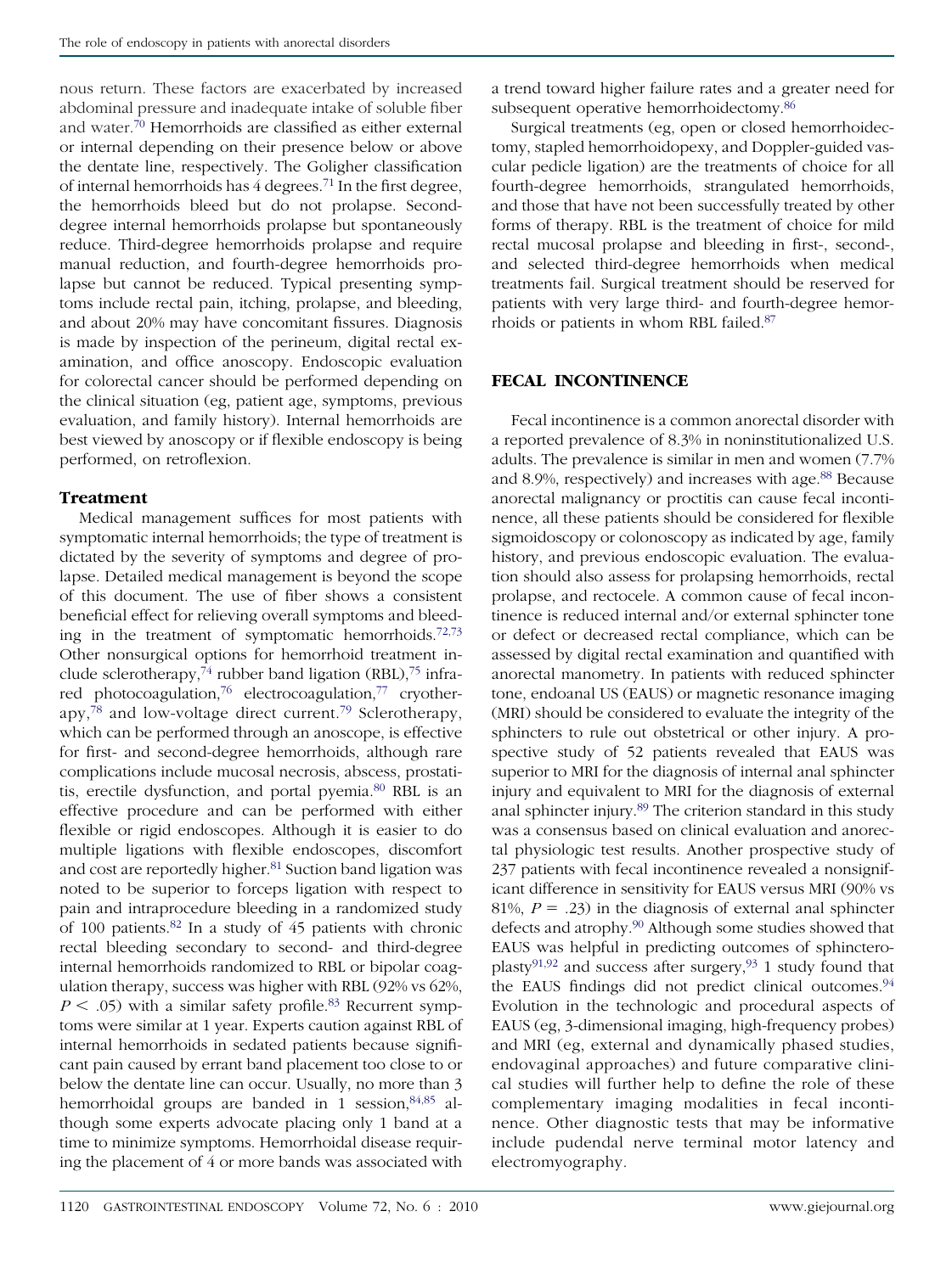nous return. These factors are exacerbated by increased abdominal pressure and inadequate intake of soluble fiber and water.[70] Hemorrhoids are classified as either external or internal depending on their presence below or above the dentate line, respectively. The Goligher classification of internal hemorrhoids has 4 degrees.[71] In the first degree, the hemorrhoids bleed but do not prolapse. Second-degree internal hemorrhoids prolapse but spontaneously reduce. Third-degree hemorrhoids prolapse and require manual reduction, and fourth-degree hemorrhoids prolapse but cannot be reduced. Typical presenting symptoms include rectal pain, itching, prolapse, and bleeding, and about 20% may have concomitant fissures. Diagnosis is made by inspection of the perineum, digital rectal examination, and office anoscopy. Endoscopic evaluation for colorectal cancer should be performed depending on the clinical situation (eg, patient age, symptoms, previous evaluation, and family history). Internal hemorrhoids are best viewed by anoscopy or if flexible endoscopy is being performed, on retroflexion.

### Treatment

Medical management suffices for most patients with symptomatic internal hemorrhoids; the type of treatment is dictated by the severity of symptoms and degree of prolapse. Detailed medical management is beyond the scope of this document. The use of fiber shows a consistent beneficial effect for relieving overall symptoms and bleeding in the treatment of symptomatic hemorrhoids.[72,73] Other nonsurgical options for hemorrhoid treatment include sclerotherapy,[74] rubber band ligation (RBL),[75] infrared photocoagulation,[76] electrocoagulation,[77] cryotherapy,[78] and low-voltage direct current.[79] Sclerotherapy, which can be performed through an anoscope, is effective for first- and second-degree hemorrhoids, although rare complications include mucosal necrosis, abscess, prostatitis, erectile dysfunction, and portal pyemia.[80] RBL is an effective procedure and can be performed with either flexible or rigid endoscopes. Although it is easier to do multiple ligations with flexible endoscopes, discomfort and cost are reportedly higher.[81] Suction band ligation was noted to be superior to forceps ligation with respect to pain and intraprocedure bleeding in a randomized study of 100 patients.[82] In a study of 45 patients with chronic rectal bleeding secondary to second- and third-degree internal hemorrhoids randomized to RBL or bipolar coagulation therapy, success was higher with RBL (92% vs 62%, $P < .05$) with a similar safety profile.[83] Recurrent symptoms were similar at 1 year. Experts caution against RBL of internal hemorrhoids in sedated patients because significant pain caused by errant band placement too close to or below the dentate line can occur. Usually, no more than 3 hemorrhoidal groups are banded in 1 session,[84,85] although some experts advocate placing only 1 band at a time to minimize symptoms. Hemorrhoidal disease requiring the placement of 4 or more bands was associated with a trend toward higher failure rates and a greater need for subsequent operative hemorrhoidectomy.[86]

Surgical treatments (eg, open or closed hemorrhoidectomy, stapled hemorrhoidopexy, and Doppler-guided vascular pedicle ligation) are the treatments of choice for all fourth-degree hemorrhoids, strangulated hemorrhoids, and those that have not been successfully treated by other forms of therapy. RBL is the treatment of choice for mild rectal mucosal prolapse and bleeding in first-, second-, and selected third-degree hemorrhoids when medical treatments fail. Surgical treatment should be reserved for patients with very large third- and fourth-degree hemorrhoids or patients in whom RBL failed.[87]

## FECAL INCONTINENCE

Fecal incontinence is a common anorectal disorder with a reported prevalence of 8.3% in noninstitutionalized U.S. adults. The prevalence is similar in men and women (7.7% and 8.9%, respectively) and increases with age.[88] Because anorectal malignancy or proctitis can cause fecal incontinence, all these patients should be considered for flexible sigmoidoscopy or colonoscopy as indicated by age, family history, and previous endoscopic evaluation. The evaluation should also assess for prolapsing hemorrhoids, rectal prolapse, and rectocele. A common cause of fecal incontinence is reduced internal and/or external sphincter tone or defect or decreased rectal compliance, which can be assessed by digital rectal examination and quantified with anorectal manometry. In patients with reduced sphincter tone, endoanal US (EAUS) or magnetic resonance imaging (MRI) should be considered to evaluate the integrity of the sphincters to rule out obstetrical or other injury. A prospective study of 52 patients revealed that EAUS was superior to MRI for the diagnosis of internal anal sphincter injury and equivalent to MRI for the diagnosis of external anal sphincter injury.[89] The criterion standard in this study was a consensus based on clinical evaluation and anorectal physiologic test results. Another prospective study of 237 patients with fecal incontinence revealed a nonsignificant difference in sensitivity for EAUS versus MRI (90% vs 81%, $P = .23$) in the diagnosis of external anal sphincter defects and atrophy.[90] Although some studies showed that EAUS was helpful in predicting outcomes of sphincteroplasty[91,92] and success after surgery,[93] 1 study found that the EAUS findings did not predict clinical outcomes.[94] Evolution in the technologic and procedural aspects of EAUS (eg, 3-dimensional imaging, high-frequency probes) and MRI (eg, external and dynamically phased studies, endovaginal approaches) and future comparative clinical studies will further help to define the role of these complementary imaging modalities in fecal incontinence. Other diagnostic tests that may be informative include pudendal nerve terminal motor latency and electromyography.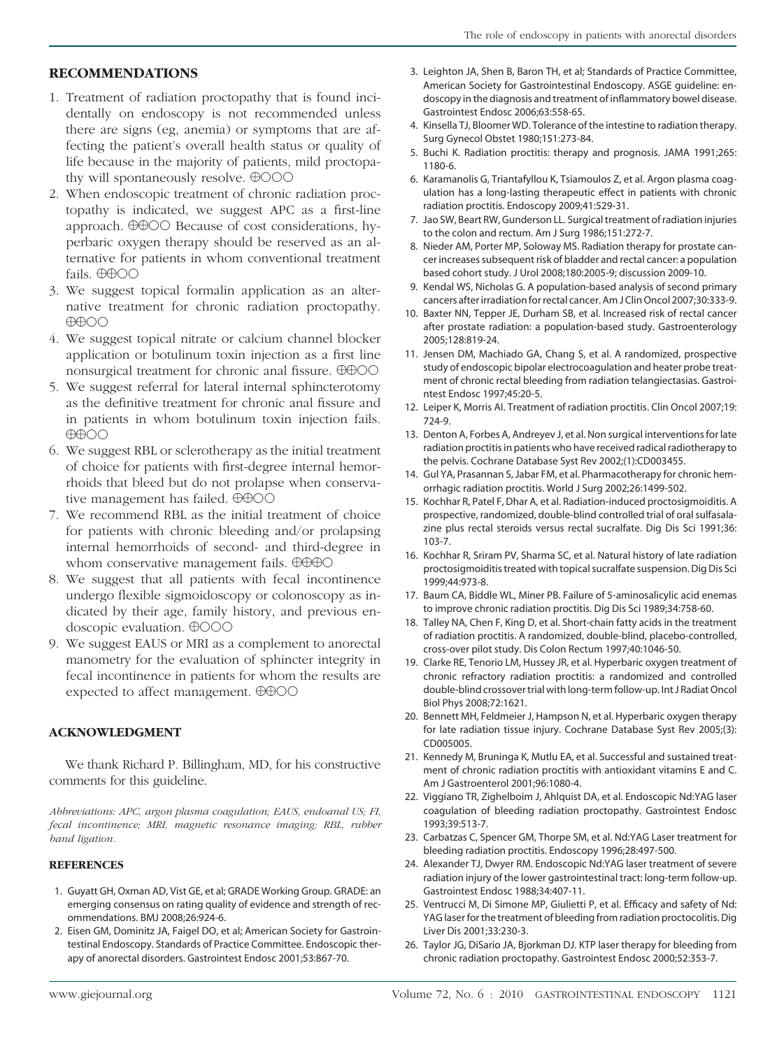## RECOMMENDATIONS

1. Treatment of radiation proctopathy that is found incidentally on endoscopy is not recommended unless there are signs (eg, anemia) or symptoms that are affecting the patient's overall health status or quality of life because in the majority of patients, mild proctopathy will spontaneously resolve. ⊕○○○
2. When endoscopic treatment of chronic radiation proctopathy is indicated, we suggest APC as a first-line approach. ⊕⊕○○ Because of cost considerations, hyperbaric oxygen therapy should be reserved as an alternative for patients in whom conventional treatment fails. ⊕⊕○○
3. We suggest topical formalin application as an alternative treatment for chronic radiation proctopathy. ⊕⊕○○
4. We suggest topical nitrate or calcium channel blocker application or botulinum toxin injection as a first line nonsurgical treatment for chronic anal fissure. ⊕⊕○○
5. We suggest referral for lateral internal sphincterotomy as the definitive treatment for chronic anal fissure and in patients in whom botulinum toxin injection fails. ⊕⊕○○
6. We suggest RBL or sclerotherapy as the initial treatment of choice for patients with first-degree internal hemorrhoids that bleed but do not prolapse when conservative management has failed. ⊕⊕○○
7. We recommend RBL as the initial treatment of choice for patients with chronic bleeding and/or prolapsing internal hemorrhoids of second- and third-degree in whom conservative management fails. ⊕⊕⊕○
8. We suggest that all patients with fecal incontinence undergo flexible sigmoidoscopy or colonoscopy as indicated by their age, family history, and previous endoscopic evaluation. ⊕○○○
9. We suggest EAUS or MRI as a complement to anorectal manometry for the evaluation of sphincter integrity in fecal incontinence in patients for whom the results are expected to affect management. ⊕⊕○○

## ACKNOWLEDGMENT

We thank Richard P. Billingham, MD, for his constructive comments for this guideline.

*Abbreviations: APC, argon plasma coagulation; EAUS, endoanal US; FI, fecal incontinence; MRI, magnetic resonance imaging; RBL, rubber band ligation.*

## REFERENCES

1. Guyatt GH, Oxman AD, Vist GE, et al; GRADE Working Group. GRADE: an emerging consensus on rating quality of evidence and strength of recommendations. BMJ 2008;26:924-6.
2. Eisen GM, Dominitz JA, Faigel DO, et al; American Society for Gastrointestinal Endoscopy. Standards of Practice Committee. Endoscopic therapy of anorectal disorders. Gastrointest Endosc 2001;53:867-70.
3. Leighton JA, Shen B, Baron TH, et al; Standards of Practice Committee, American Society for Gastrointestinal Endoscopy. ASGE guideline: endoscopy in the diagnosis and treatment of inflammatory bowel disease. Gastrointest Endosc 2006;63:558-65.
4. Kinsella TJ, Bloomer WD. Tolerance of the intestine to radiation therapy. Surg Gynecol Obstet 1980;151:273-84.
5. Buchi K. Radiation proctitis: therapy and prognosis. JAMA 1991;265:1180-6.
6. Karamanolis G, Triantafyllou K, Tsiamoulos Z, et al. Argon plasma coagulation has a long-lasting therapeutic effect in patients with chronic radiation proctitis. Endoscopy 2009;41:529-31.
7. Jao SW, Beart RW, Gunderson LL. Surgical treatment of radiation injuries to the colon and rectum. Am J Surg 1986;151:272-7.
8. Nieder AM, Porter MP, Soloway MS. Radiation therapy for prostate cancer increases subsequent risk of bladder and rectal cancer: a population based cohort study. J Urol 2008;180:2005-9; discussion 2009-10.
9. Kendal WS, Nicholas G. A population-based analysis of second primary cancers after irradiation for rectal cancer. Am J Clin Oncol 2007;30:333-9.
10. Baxter NN, Tepper JE, Durham SB, et al. Increased risk of rectal cancer after prostate radiation: a population-based study. Gastroenterology 2005;128:819-24.
11. Jensen DM, Machiado GA, Chang S, et al. A randomized, prospective study of endoscopic bipolar electrocoagulation and heater probe treatment of chronic rectal bleeding from radiation telangiectasias. Gastrointest Endosc 1997;45:20-5.
12. Leiper K, Morris AI. Treatment of radiation proctitis. Clin Oncol 2007;19:724-9.
13. Denton A, Forbes A, Andreyev J, et al. Non surgical interventions for late radiation proctitis in patients who have received radical radiotherapy to the pelvis. Cochrane Database Syst Rev 2002;(1):CD003455.
14. Gul YA, Prasannan S, Jabar FM, et al. Pharmacotherapy for chronic hemorrhagic radiation proctitis. World J Surg 2002;26:1499-502.
15. Kochhar R, Patel F, Dhar A, et al. Radiation-induced proctosigmoiditis. A prospective, randomized, double-blind controlled trial of oral sulfasalazine plus rectal steroids versus rectal sucralfate. Dig Dis Sci 1991;36:103-7.
16. Kochhar R, Sriram PV, Sharma SC, et al. Natural history of late radiation proctosigmoiditis treated with topical sucralfate suspension. Dig Dis Sci 1999;44:973-8.
17. Baum CA, Biddle WL, Miner PB. Failure of 5-aminosalicylic acid enemas to improve chronic radiation proctitis. Dig Dis Sci 1989;34:758-60.
18. Talley NA, Chen F, King D, et al. Short-chain fatty acids in the treatment of radiation proctitis. A randomized, double-blind, placebo-controlled, cross-over pilot study. Dis Colon Rectum 1997;40:1046-50.
19. Clarke RE, Tenorio LM, Hussey JR, et al. Hyperbaric oxygen treatment of chronic refractory radiation proctitis: a randomized and controlled double-blind crossover trial with long-term follow-up. Int J Radiat Oncol Biol Phys 2008;72:1621.
20. Bennett MH, Feldmeier J, Hampson N, et al. Hyperbaric oxygen therapy for late radiation tissue injury. Cochrane Database Syst Rev 2005;(3):CD005005.
21. Kennedy M, Bruninga K, Mutlu EA, et al. Successful and sustained treatment of chronic radiation proctitis with antioxidant vitamins E and C. Am J Gastroenterol 2001;96:1080-4.
22. Viggiano TR, Zighelboim J, Ahlquist DA, et al. Endoscopic Nd:YAG laser coagulation of bleeding radiation proctopathy. Gastrointest Endosc 1993;39:513-7.
23. Carbatzas C, Spencer GM, Thorpe SM, et al. Nd:YAG Laser treatment for bleeding radiation proctitis. Endoscopy 1996;28:497-500.
24. Alexander TJ, Dwyer RM. Endoscopic Nd:YAG laser treatment of severe radiation injury of the lower gastrointestinal tract: long-term follow-up. Gastrointest Endosc 1988;34:407-11.
25. Ventrucci M, Di Simone MP, Giulietti P, et al. Efficacy and safety of Nd:YAG laser for the treatment of bleeding from radiation proctocolitis. Dig Liver Dis 2001;33:230-3.
26. Taylor JG, DiSario JA, Bjorkman DJ. KTP laser therapy for bleeding from chronic radiation proctopathy. Gastrointest Endosc 2000;52:353-7.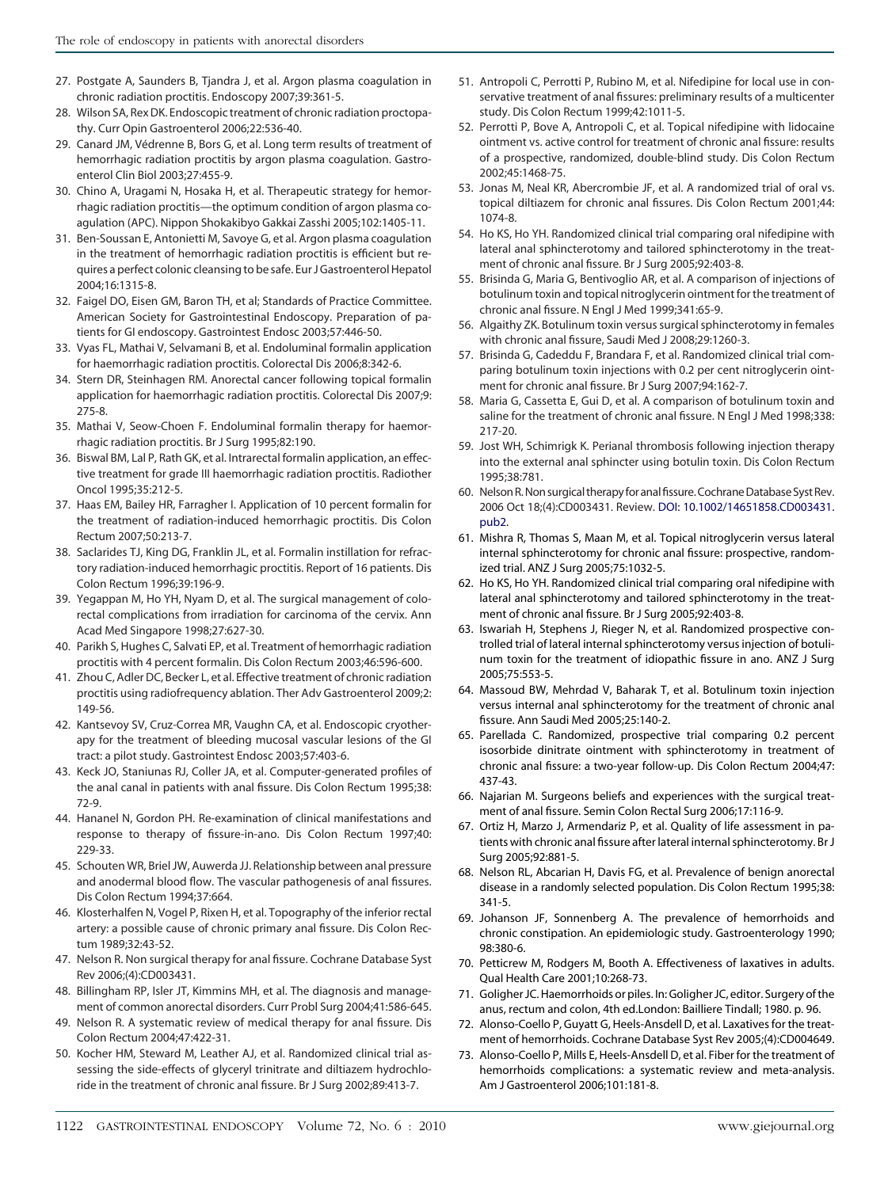27. Postgate A, Saunders B, Tjandra J, et al. Argon plasma coagulation in chronic radiation proctitis. Endoscopy 2007;39:361-5.
28. Wilson SA, Rex DK. Endoscopic treatment of chronic radiation proctopathy. Curr Opin Gastroenterol 2006;22:536-40.
29. Canard JM, Védrenne B, Bors G, et al. Long term results of treatment of hemorrhagic radiation proctitis by argon plasma coagulation. Gastroenterol Clin Biol 2003;27:455-9.
30. Chino A, Uragami N, Hosaka H, et al. Therapeutic strategy for hemorrhagic radiation proctitis—the optimum condition of argon plasma coagulation (APC). Nippon Shokakibyo Gakkai Zasshi 2005;102:1405-11.
31. Ben-Soussan E, Antonietti M, Savoye G, et al. Argon plasma coagulation in the treatment of hemorrhagic radiation proctitis is efficient but requires a perfect colonic cleansing to be safe. Eur J Gastroenterol Hepatol 2004;16:1315-8.
32. Faigel DO, Eisen GM, Baron TH, et al; Standards of Practice Committee. American Society for Gastrointestinal Endoscopy. Preparation of patients for GI endoscopy. Gastrointest Endosc 2003;57:446-50.
33. Vyas FL, Mathai V, Selvamani B, et al. Endoluminal formalin application for haemorrhagic radiation proctitis. Colorectal Dis 2006;8:342-6.
34. Stern DR, Steinhagen RM. Anorectal cancer following topical formalin application for haemorrhagic radiation proctitis. Colorectal Dis 2007;9: 275-8.
35. Mathai V, Seow-Choen F. Endoluminal formalin therapy for haemorrhagic radiation proctitis. Br J Surg 1995;82:190.
36. Biswal BM, Lal P, Rath GK, et al. Intrarectal formalin application, an effective treatment for grade III haemorrhagic radiation proctitis. Radiother Oncol 1995;35:212-5.
37. Haas EM, Bailey HR, Farragher I. Application of 10 percent formalin for the treatment of radiation-induced hemorrhagic proctitis. Dis Colon Rectum 2007;50:213-7.
38. Saclarides TJ, King DG, Franklin JL, et al. Formalin instillation for refractory radiation-induced hemorrhagic proctitis. Report of 16 patients. Dis Colon Rectum 1996;39:196-9.
39. Yegappan M, Ho YH, Nyam D, et al. The surgical management of colorectal complications from irradiation for carcinoma of the cervix. Ann Acad Med Singapore 1998;27:627-30.
40. Parikh S, Hughes C, Salvati EP, et al. Treatment of hemorrhagic radiation proctitis with 4 percent formalin. Dis Colon Rectum 2003;46:596-600.
41. Zhou C, Adler DC, Becker L, et al. Effective treatment of chronic radiation proctitis using radiofrequency ablation. Ther Adv Gastroenterol 2009;2: 149-56.
42. Kantsevoy SV, Cruz-Correa MR, Vaughn CA, et al. Endoscopic cryotherapy for the treatment of bleeding mucosal vascular lesions of the GI tract: a pilot study. Gastrointest Endosc 2003;57:403-6.
43. Keck JO, Staniunas RJ, Coller JA, et al. Computer-generated profiles of the anal canal in patients with anal fissure. Dis Colon Rectum 1995;38: 72-9.
44. Hananel N, Gordon PH. Re-examination of clinical manifestations and response to therapy of fissure-in-ano. Dis Colon Rectum 1997;40: 229-33.
45. Schouten WR, Briel JW, Auwerda JJ. Relationship between anal pressure and anodermal blood flow. The vascular pathogenesis of anal fissures. Dis Colon Rectum 1994;37:664.
46. Klosterhalfen N, Vogel P, Rixen H, et al. Topography of the inferior rectal artery: a possible cause of chronic primary anal fissure. Dis Colon Rectum 1989;32:43-52.
47. Nelson R. Non surgical therapy for anal fissure. Cochrane Database Syst Rev 2006;(4):CD003431.
48. Billingham RP, Isler JT, Kimmins MH, et al. The diagnosis and management of common anorectal disorders. Curr Probl Surg 2004;41:586-645.
49. Nelson R. A systematic review of medical therapy for anal fissure. Dis Colon Rectum 2004;47:422-31.
50. Kocher HM, Steward M, Leather AJ, et al. Randomized clinical trial assessing the side-effects of glyceryl trinitrate and diltiazem hydrochloride in the treatment of chronic anal fissure. Br J Surg 2002;89:413-7.
51. Antropoli C, Perrotti P, Rubino M, et al. Nifedipine for local use in conservative treatment of anal fissures: preliminary results of a multicenter study. Dis Colon Rectum 1999;42:1011-5.
52. Perrotti P, Bove A, Antropoli C, et al. Topical nifedipine with lidocaine ointment vs. active control for treatment of chronic anal fissure: results of a prospective, randomized, double-blind study. Dis Colon Rectum 2002;45:1468-75.
53. Jonas M, Neal KR, Abercrombie JF, et al. A randomized trial of oral vs. topical diltiazem for chronic anal fissures. Dis Colon Rectum 2001;44: 1074-8.
54. Ho KS, Ho YH. Randomized clinical trial comparing oral nifedipine with lateral anal sphincterotomy and tailored sphincterotomy in the treatment of chronic anal fissure. Br J Surg 2005;92:403-8.
55. Brisinda G, Maria G, Bentivoglio AR, et al. A comparison of injections of botulinum toxin and topical nitroglycerin ointment for the treatment of chronic anal fissure. N Engl J Med 1999;341:65-9.
56. Algaithy ZK. Botulinum toxin versus surgical sphincterotomy in females with chronic anal fissure, Saudi Med J 2008;29:1260-3.
57. Brisinda G, Cadeddu F, Brandara F, et al. Randomized clinical trial comparing botulinum toxin injections with 0.2 per cent nitroglycerin ointment for chronic anal fissure. Br J Surg 2007;94:162-7.
58. Maria G, Cassetta E, Gui D, et al. A comparison of botulinum toxin and saline for the treatment of chronic anal fissure. N Engl J Med 1998;338: 217-20.
59. Jost WH, Schimrigk K. Perianal thrombosis following injection therapy into the external anal sphincter using botulin toxin. Dis Colon Rectum 1995;38:781.
60. Nelson R. Non surgical therapy for anal fissure. Cochrane Database Syst Rev. 2006 Oct 18;(4):CD003431. Review. DOI: 10.1002/14651858.CD003431.pub2.
61. Mishra R, Thomas S, Maan M, et al. Topical nitroglycerin versus lateral internal sphincterotomy for chronic anal fissure: prospective, randomized trial. ANZ J Surg 2005;75:1032-5.
62. Ho KS, Ho YH. Randomized clinical trial comparing oral nifedipine with lateral anal sphincterotomy and tailored sphincterotomy in the treatment of chronic anal fissure. Br J Surg 2005;92:403-8.
63. Iswariah H, Stephens J, Rieger N, et al. Randomized prospective controlled trial of lateral internal sphincterotomy versus injection of botulinum toxin for the treatment of idiopathic fissure in ano. ANZ J Surg 2005;75:553-5.
64. Massoud BW, Mehrdad V, Baharak T, et al. Botulinum toxin injection versus internal anal sphincterotomy for the treatment of chronic anal fissure. Ann Saudi Med 2005;25:140-2.
65. Parellada C. Randomized, prospective trial comparing 0.2 percent isosorbide dinitrate ointment with sphincterotomy in treatment of chronic anal fissure: a two-year follow-up. Dis Colon Rectum 2004;47: 437-43.
66. Najarian M. Surgeons beliefs and experiences with the surgical treatment of anal fissure. Semin Colon Rectal Surg 2006;17:116-9.
67. Ortiz H, Marzo J, Armendariz P, et al. Quality of life assessment in patients with chronic anal fissure after lateral internal sphincterotomy. Br J Surg 2005;92:881-5.
68. Nelson RL, Abcarian H, Davis FG, et al. Prevalence of benign anorectal disease in a randomly selected population. Dis Colon Rectum 1995;38: 341-5.
69. Johanson JF, Sonnenberg A. The prevalence of hemorrhoids and chronic constipation. An epidemiologic study. Gastroenterology 1990; 98:380-6.
70. Petticrew M, Rodgers M, Booth A. Effectiveness of laxatives in adults. Qual Health Care 2001;10:268-73.
71. Goligher JC. Haemorrhoids or piles. In: Goligher JC, editor. Surgery of the anus, rectum and colon, 4th ed.London: Bailliere Tindall; 1980. p. 96.
72. Alonso-Coello P, Guyatt G, Heels-Ansdell D, et al. Laxatives for the treatment of hemorrhoids. Cochrane Database Syst Rev 2005;(4):CD004649.
73. Alonso-Coello P, Mills E, Heels-Ansdell D, et al. Fiber for the treatment of hemorrhoids complications: a systematic review and meta-analysis. Am J Gastroenterol 2006;101:181-8.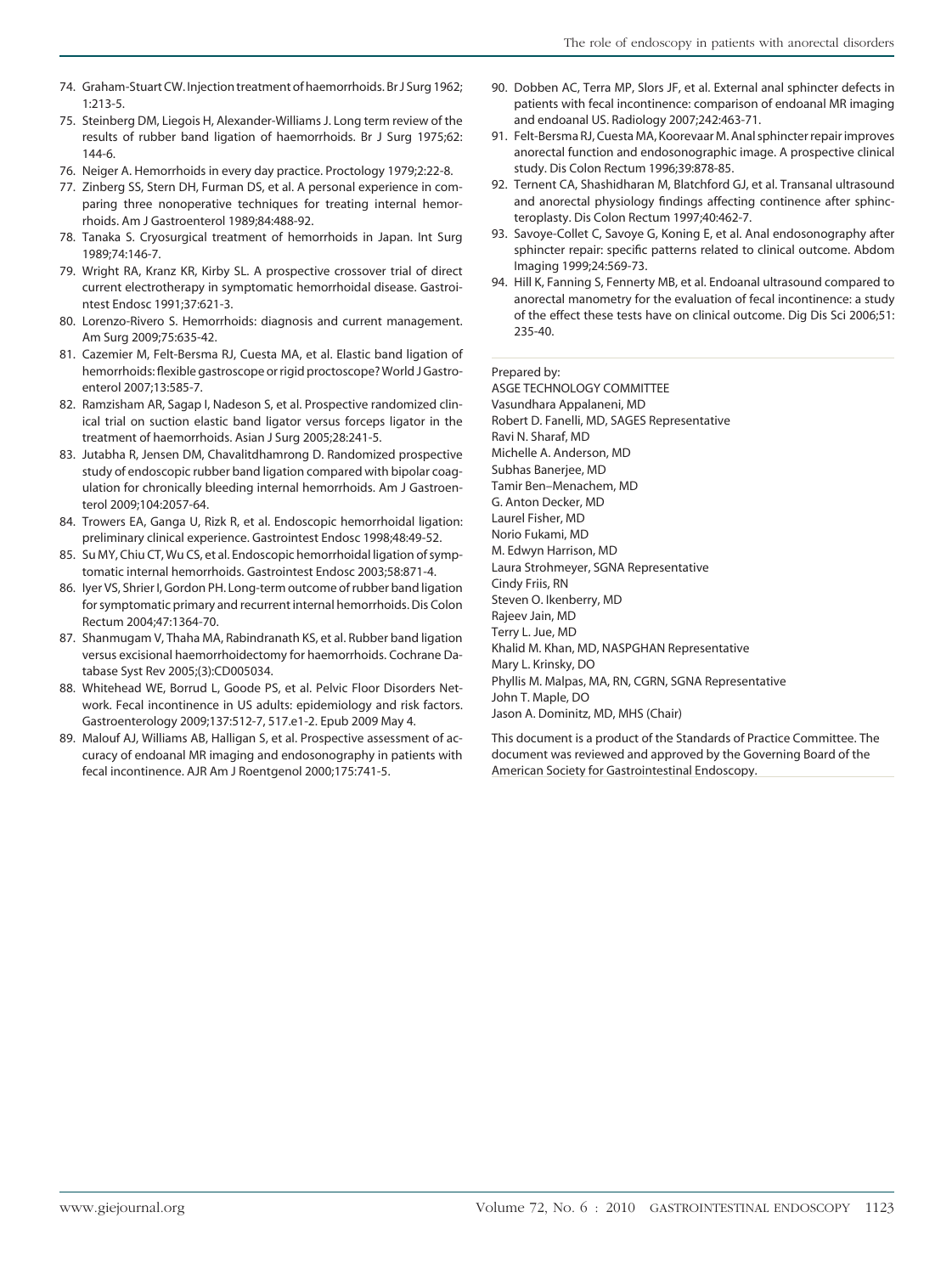74. Graham-Stuart CW. Injection treatment of haemorrhoids. Br J Surg 1962; 1:213-5.
75. Steinberg DM, Liegois H, Alexander-Williams J. Long term review of the results of rubber band ligation of haemorrhoids. Br J Surg 1975;62: 144-6.
76. Neiger A. Hemorrhoids in every day practice. Proctology 1979;2:22-8.
77. Zinberg SS, Stern DH, Furman DS, et al. A personal experience in comparing three nonoperative techniques for treating internal hemorrhoids. Am J Gastroenterol 1989;84:488-92.
78. Tanaka S. Cryosurgical treatment of hemorrhoids in Japan. Int Surg 1989;74:146-7.
79. Wright RA, Kranz KR, Kirby SL. A prospective crossover trial of direct current electrotherapy in symptomatic hemorrhoidal disease. Gastrointest Endosc 1991;37:621-3.
80. Lorenzo-Rivero S. Hemorrhoids: diagnosis and current management. Am Surg 2009;75:635-42.
81. Cazemier M, Felt-Bersma RJ, Cuesta MA, et al. Elastic band ligation of hemorrhoids: flexible gastroscope or rigid proctoscope? World J Gastroenterol 2007;13:585-7.
82. Ramzisham AR, Sagap I, Nadeson S, et al. Prospective randomized clinical trial on suction elastic band ligator versus forceps ligator in the treatment of haemorrhoids. Asian J Surg 2005;28:241-5.
83. Jutabha R, Jensen DM, Chavalitdhamrong D. Randomized prospective study of endoscopic rubber band ligation compared with bipolar coagulation for chronically bleeding internal hemorrhoids. Am J Gastroenterol 2009;104:2057-64.
84. Trowers EA, Ganga U, Rizk R, et al. Endoscopic hemorrhoidal ligation: preliminary clinical experience. Gastrointest Endosc 1998;48:49-52.
85. Su MY, Chiu CT, Wu CS, et al. Endoscopic hemorrhoidal ligation of symptomatic internal hemorrhoids. Gastrointest Endosc 2003;58:871-4.
86. Iyer VS, Shrier I, Gordon PH. Long-term outcome of rubber band ligation for symptomatic primary and recurrent internal hemorrhoids. Dis Colon Rectum 2004;47:1364-70.
87. Shanmugam V, Thaha MA, Rabindranath KS, et al. Rubber band ligation versus excisional haemorrhoidectomy for haemorrhoids. Cochrane Database Syst Rev 2005;(3):CD005034.
88. Whitehead WE, Borrud L, Goode PS, et al. Pelvic Floor Disorders Network. Fecal incontinence in US adults: epidemiology and risk factors. Gastroenterology 2009;137:512-7, 517.e1-2. Epub 2009 May 4.
89. Malouf AJ, Williams AB, Halligan S, et al. Prospective assessment of accuracy of endoanal MR imaging and endosonography in patients with fecal incontinence. AJR Am J Roentgenol 2000;175:741-5.
90. Dobben AC, Terra MP, Slors JF, et al. External anal sphincter defects in patients with fecal incontinence: comparison of endoanal MR imaging and endoanal US. Radiology 2007;242:463-71.
91. Felt-Bersma RJ, Cuesta MA, Koorevaar M. Anal sphincter repair improves anorectal function and endosonographic image. A prospective clinical study. Dis Colon Rectum 1996;39:878-85.
92. Ternent CA, Shashidharan M, Blatchford GJ, et al. Transanal ultrasound and anorectal physiology findings affecting continence after sphincteroplasty. Dis Colon Rectum 1997;40:462-7.
93. Savoye-Collet C, Savoye G, Koning E, et al. Anal endosonography after sphincter repair: specific patterns related to clinical outcome. Abdom Imaging 1999;24:569-73.
94. Hill K, Fanning S, Fennerty MB, et al. Endoanal ultrasound compared to anorectal manometry for the evaluation of fecal incontinence: a study of the effect these tests have on clinical outcome. Dig Dis Sci 2006;51: 235-40.

Prepared by:
ASGE TECHNOLOGY COMMITTEE
Vasundhara Appalaneni, MD
Robert D. Fanelli, MD, SAGES Representative
Ravi N. Sharaf, MD
Michelle A. Anderson, MD
Subhas Banerjee, MD
Tamir Ben–Menachem, MD
G. Anton Decker, MD
Laurel Fisher, MD
Norio Fukami, MD
M. Edwyn Harrison, MD
Laura Strohmeyer, SGNA Representative
Cindy Friis, RN
Steven O. Ikenberry, MD
Rajeev Jain, MD
Terry L. Jue, MD
Khalid M. Khan, MD, NASPGHAN Representative
Mary L. Krinsky, DO
Phyllis M. Malpas, MA, RN, CGRN, SGNA Representative
John T. Maple, DO
Jason A. Dominitz, MD, MHS (Chair)

This document is a product of the Standards of Practice Committee. The document was reviewed and approved by the Governing Board of the American Society for Gastrointestinal Endoscopy.